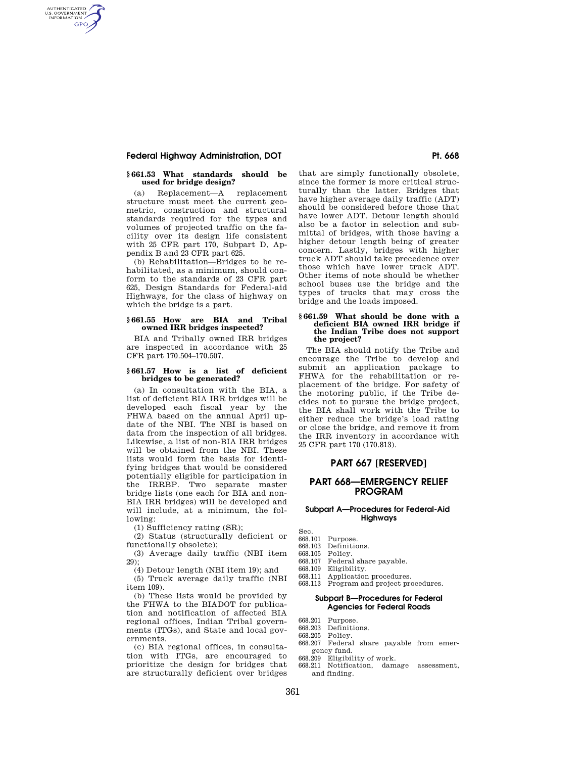### § 661.53 What standards should be used for bridge design?

(a) Replacement—A replacement structure must meet the current geometric, construction and structural standards required for the types and volumes of projected traffic on the facility over its design life consistent with 25 CFR part 170, Subpart D, Appendix B and 23 CFR part 625.

(b) Rehabilitation—Bridges to be rehabilitated, as a minimum, should conform to the standards of 23 CFR part 625, Design Standards for Federal-aid Highways, for the class of highway on which the bridge is a part.

### § 661.55 How are BIA and Tribal owned IRR bridges inspected?

BIA and Tribally owned IRR bridges are inspected in accordance with 25 CFR part 170.504–170.507.

### § 661.57 How is a list of deficient bridges to be generated?

(a) In consultation with the BIA, a list of deficient BIA IRR bridges will be developed each fiscal year by the FHWA based on the annual April update of the NBI. The NBI is based on data from the inspection of all bridges. Likewise, a list of non-BIA IRR bridges will be obtained from the NBI. These lists would form the basis for identifying bridges that would be considered potentially eligible for participation in the IRRBP. Two separate master bridge lists (one each for BIA and non-BIA IRR bridges) will be developed and will include, at a minimum, the following:

(1) Sufficiency rating (SR);

(2) Status (structurally deficient or functionally obsolete);

(3) Average daily traffic (NBI item 29);

(4) Detour length (NBI item 19); and

(5) Truck average daily traffic (NBI item 109).

(b) These lists would be provided by the FHWA to the BIADOT for publication and notification of affected BIA regional offices, Indian Tribal governments (ITGs), and State and local governments.

(c) BIA regional offices, in consultation with ITGs, are encouraged to prioritize the design for bridges that are structurally deficient over bridges that are simply functionally obsolete, since the former is more critical structurally than the latter. Bridges that have higher average daily traffic (ADT) should be considered before those that have lower ADT. Detour length should also be a factor in selection and submittal of bridges, with those having a higher detour length being of greater concern. Lastly, bridges with higher truck ADT should take precedence over those which have lower truck ADT. Other items of note should be whether school buses use the bridge and the types of trucks that may cross the bridge and the loads imposed.

### § 661.59 What should be done with a deficient BIA owned IRR bridge if the Indian Tribe does not support the project?

The BIA should notify the Tribe and encourage the Tribe to develop and submit an application package to FHWA for the rehabilitation or replacement of the bridge. For safety of the motoring public, if the Tribe decides not to pursue the bridge project, the BIA shall work with the Tribe to either reduce the bridge's load rating or close the bridge, and remove it from the IRR inventory in accordance with 25 CFR part 170 (170.813).

## PART 667 [RESERVED]

## PART 668—EMERGENCY RELIEF PROGRAM

### Subpart A—Procedures for Federal-Aid Highways

Sec.
668.101 Purpose.
668.103 Definitions.
668.105 Policy.
668.107 Federal share payable.
668.109 Eligibility.
668.111 Application procedures.
668.113 Program and project procedures.

### Subpart B—Procedures for Federal Agencies for Federal Roads

668.201 Purpose.
668.203 Definitions.
668.205 Policy.
668.207 Federal share payable from emergency fund.
668.209 Eligibility of work.
668.211 Notification, damage assessment, and finding.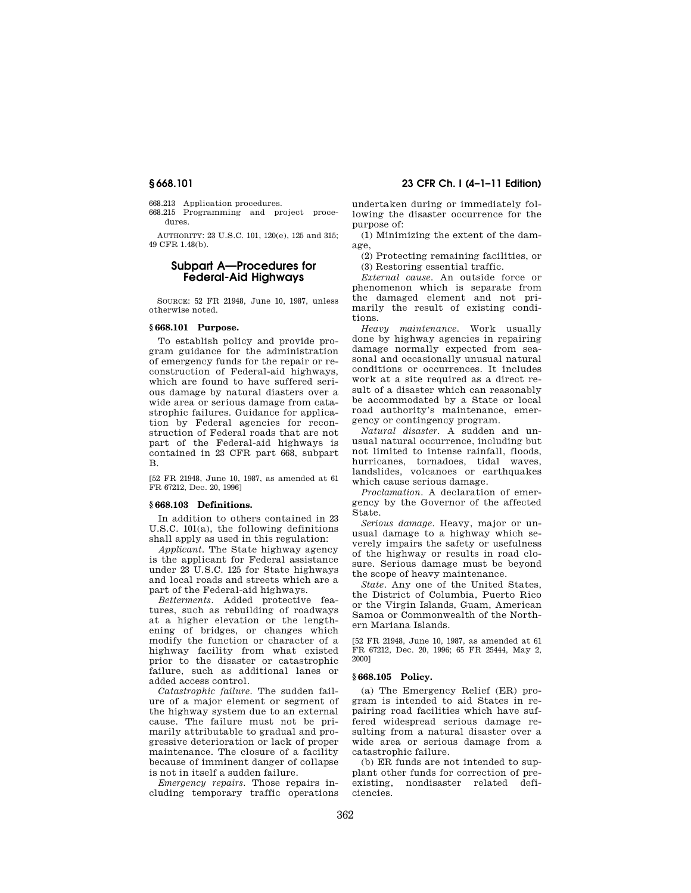668.213 Application procedures.
668.215 Programming and project procedures.

AUTHORITY: 23 U.S.C. 101, 120(e), 125 and 315; 49 CFR 1.48(b).

## Subpart A—Procedures for Federal-Aid Highways

SOURCE: 52 FR 21948, June 10, 1987, unless otherwise noted.

### § 668.101 Purpose.

To establish policy and provide program guidance for the administration of emergency funds for the repair or reconstruction of Federal-aid highways, which are found to have suffered serious damage by natural diasters over a wide area or serious damage from catastrophic failures. Guidance for application by Federal agencies for reconstruction of Federal roads that are not part of the Federal-aid highways is contained in 23 CFR part 668, subpart B.

[52 FR 21948, June 10, 1987, as amended at 61 FR 67212, Dec. 20, 1996]

### § 668.103 Definitions.

In addition to others contained in 23 U.S.C. 101(a), the following definitions shall apply as used in this regulation:

*Applicant.* The State highway agency is the applicant for Federal assistance under 23 U.S.C. 125 for State highways and local roads and streets which are a part of the Federal-aid highways.

*Betterments.* Added protective features, such as rebuilding of roadways at a higher elevation or the lengthening of bridges, or changes which modify the function or character of a highway facility from what existed prior to the disaster or catastrophic failure, such as additional lanes or added access control.

*Catastrophic failure.* The sudden failure of a major element or segment of the highway system due to an external cause. The failure must not be primarily attributable to gradual and progressive deterioration or lack of proper maintenance. The closure of a facility because of imminent danger of collapse is not in itself a sudden failure.

*Emergency repairs.* Those repairs including temporary traffic operations undertaken during or immediately following the disaster occurrence for the purpose of:

(1) Minimizing the extent of the damage,

(2) Protecting remaining facilities, or

(3) Restoring essential traffic.

*External cause.* An outside force or phenomenon which is separate from the damaged element and not primarily the result of existing conditions.

*Heavy maintenance.* Work usually done by highway agencies in repairing damage normally expected from seasonal and occasionally unusual natural conditions or occurrences. It includes work at a site required as a direct result of a disaster which can reasonably be accommodated by a State or local road authority's maintenance, emergency or contingency program.

*Natural disaster.* A sudden and unusual natural occurrence, including but not limited to intense rainfall, floods, hurricanes, tornadoes, tidal waves, landslides, volcanoes or earthquakes which cause serious damage.

*Proclamation.* A declaration of emergency by the Governor of the affected State.

*Serious damage.* Heavy, major or unusual damage to a highway which severely impairs the safety or usefulness of the highway or results in road closure. Serious damage must be beyond the scope of heavy maintenance.

*State.* Any one of the United States, the District of Columbia, Puerto Rico or the Virgin Islands, Guam, American Samoa or Commonwealth of the Northern Mariana Islands.

[52 FR 21948, June 10, 1987, as amended at 61 FR 67212, Dec. 20, 1996; 65 FR 25444, May 2, 2000]

### § 668.105 Policy.

(a) The Emergency Relief (ER) program is intended to aid States in repairing road facilities which have suffered widespread serious damage resulting from a natural disaster over a wide area or serious damage from a catastrophic failure.

(b) ER funds are not intended to supplant other funds for correction of preexisting, nondisaster related deficiencies.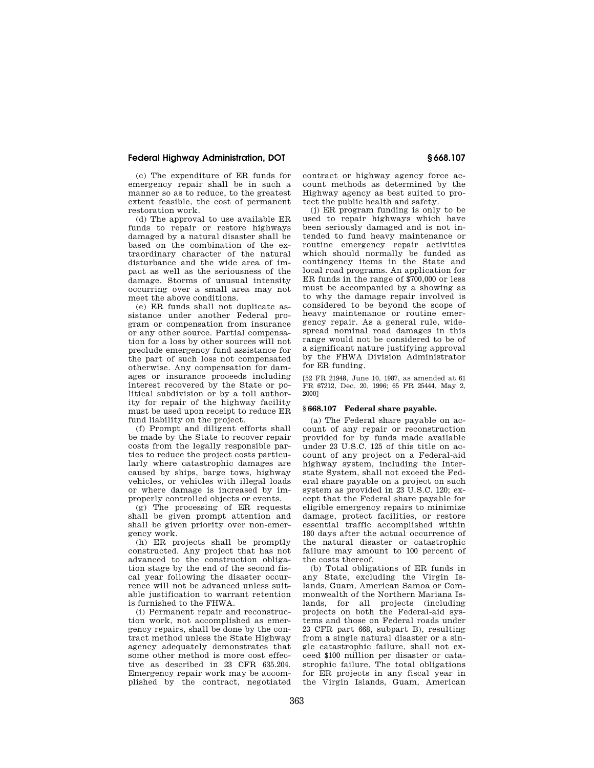(c) The expenditure of ER funds for emergency repair shall be in such a manner so as to reduce, to the greatest extent feasible, the cost of permanent restoration work.

(d) The approval to use available ER funds to repair or restore highways damaged by a natural disaster shall be based on the combination of the extraordinary character of the natural disturbance and the wide area of impact as well as the seriousness of the damage. Storms of unusual intensity occurring over a small area may not meet the above conditions.

(e) ER funds shall not duplicate assistance under another Federal program or compensation from insurance or any other source. Partial compensation for a loss by other sources will not preclude emergency fund assistance for the part of such loss not compensated otherwise. Any compensation for damages or insurance proceeds including interest recovered by the State or political subdivision or by a toll authority for repair of the highway facility must be used upon receipt to reduce ER fund liability on the project.

(f) Prompt and diligent efforts shall be made by the State to recover repair costs from the legally responsible parties to reduce the project costs particularly where catastrophic damages are caused by ships, barge tows, highway vehicles, or vehicles with illegal loads or where damage is increased by improperly controlled objects or events.

(g) The processing of ER requests shall be given prompt attention and shall be given priority over non-emergency work.

(h) ER projects shall be promptly constructed. Any project that has not advanced to the construction obligation stage by the end of the second fiscal year following the disaster occurrence will not be advanced unless suitable justification to warrant retention is furnished to the FHWA.

(i) Permanent repair and reconstruction work, not accomplished as emergency repairs, shall be done by the contract method unless the State Highway agency adequately demonstrates that some other method is more cost effective as described in 23 CFR 635.204. Emergency repair work may be accomplished by the contract, negotiated contract or highway agency force account methods as determined by the Highway agency as best suited to protect the public health and safety.

(j) ER program funding is only to be used to repair highways which have been seriously damaged and is not intended to fund heavy maintenance or routine emergency repair activities which should normally be funded as contingency items in the State and local road programs. An application for ER funds in the range of $700,000 or less must be accompanied by a showing as to why the damage repair involved is considered to be beyond the scope of heavy maintenance or routine emergency repair. As a general rule, widespread nominal road damages in this range would not be considered to be of a significant nature justifying approval by the FHWA Division Administrator for ER funding.

[52 FR 21948, June 10, 1987, as amended at 61 FR 67212, Dec. 20, 1996; 65 FR 25444, May 2, 2000]

## § 668.107 Federal share payable.

(a) The Federal share payable on account of any repair or reconstruction provided for by funds made available under 23 U.S.C. 125 of this title on account of any project on a Federal-aid highway system, including the Interstate System, shall not exceed the Federal share payable on a project on such system as provided in 23 U.S.C. 120; except that the Federal share payable for eligible emergency repairs to minimize damage, protect facilities, or restore essential traffic accomplished within 180 days after the actual occurrence of the natural disaster or catastrophic failure may amount to 100 percent of the costs thereof.

(b) Total obligations of ER funds in any State, excluding the Virgin Islands, Guam, American Samoa or Commonwealth of the Northern Mariana Islands, for all projects (including projects on both the Federal-aid systems and those on Federal roads under 23 CFR part 668, subpart B), resulting from a single natural disaster or a single catastrophic failure, shall not exceed $100 million per disaster or catastrophic failure. The total obligations for ER projects in any fiscal year in the Virgin Islands, Guam, American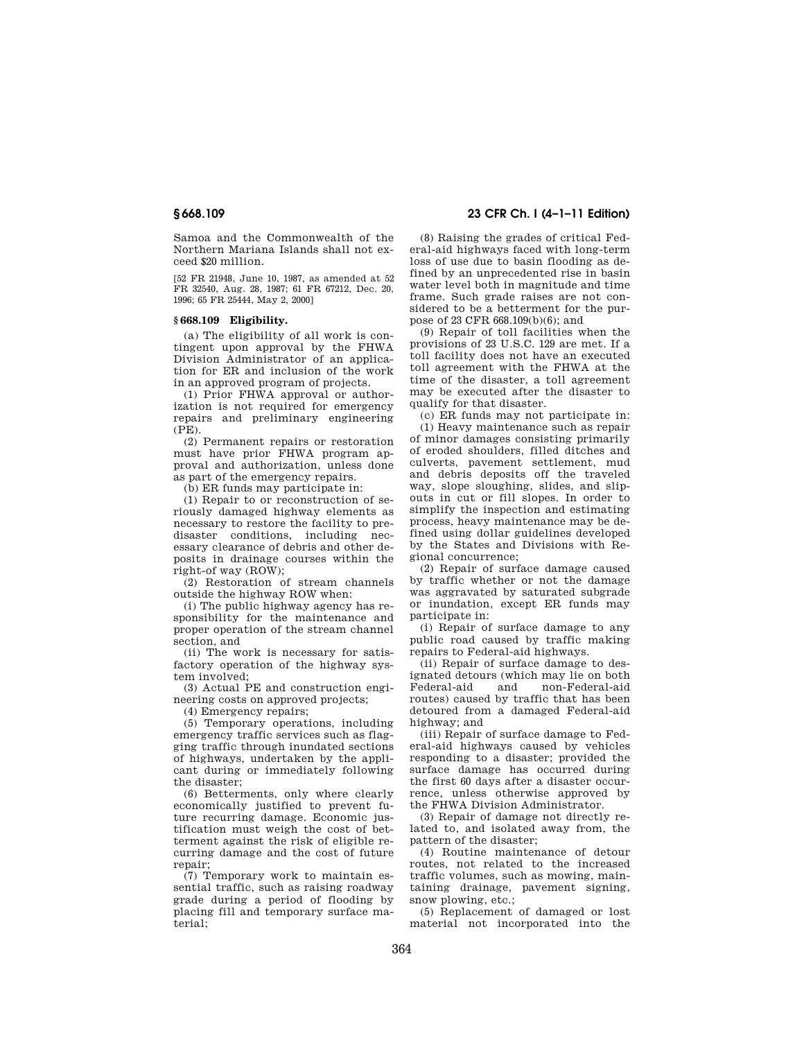Samoa and the Commonwealth of the Northern Mariana Islands shall not exceed $20 million.

[52 FR 21948, June 10, 1987, as amended at 52 FR 32540, Aug. 28, 1987; 61 FR 67212, Dec. 20, 1996; 65 FR 25444, May 2, 2000]

## § 668.109 Eligibility.

(a) The eligibility of all work is contingent upon approval by the FHWA Division Administrator of an application for ER and inclusion of the work in an approved program of projects.

(1) Prior FHWA approval or authorization is not required for emergency repairs and preliminary engineering (PE).

(2) Permanent repairs or restoration must have prior FHWA program approval and authorization, unless done as part of the emergency repairs.

(b) ER funds may participate in:

(1) Repair to or reconstruction of seriously damaged highway elements as necessary to restore the facility to pre-disaster conditions, including necessary clearance of debris and other deposits in drainage courses within the right-of way (ROW);

(2) Restoration of stream channels outside the highway ROW when:

(i) The public highway agency has responsibility for the maintenance and proper operation of the stream channel section, and

(ii) The work is necessary for satisfactory operation of the highway system involved;

(3) Actual PE and construction engineering costs on approved projects;

(4) Emergency repairs;

(5) Temporary operations, including emergency traffic services such as flagging traffic through inundated sections of highways, undertaken by the applicant during or immediately following the disaster;

(6) Betterments, only where clearly economically justified to prevent future recurring damage. Economic justification must weigh the cost of betterment against the risk of eligible recurring damage and the cost of future repair;

(7) Temporary work to maintain essential traffic, such as raising roadway grade during a period of flooding by placing fill and temporary surface material;

(8) Raising the grades of critical Federal-aid highways faced with long-term loss of use due to basin flooding as defined by an unprecedented rise in basin water level both in magnitude and time frame. Such grade raises are not considered to be a betterment for the purpose of 23 CFR 668.109(b)(6); and

(9) Repair of toll facilities when the provisions of 23 U.S.C. 129 are met. If a toll facility does not have an executed toll agreement with the FHWA at the time of the disaster, a toll agreement may be executed after the disaster to qualify for that disaster.

(c) ER funds may not participate in:

(1) Heavy maintenance such as repair of minor damages consisting primarily of eroded shoulders, filled ditches and culverts, pavement settlement, mud and debris deposits off the traveled way, slope sloughing, slides, and slipouts in cut or fill slopes. In order to simplify the inspection and estimating process, heavy maintenance may be defined using dollar guidelines developed by the States and Divisions with Regional concurrence;

(2) Repair of surface damage caused by traffic whether or not the damage was aggravated by saturated subgrade or inundation, except ER funds may participate in:

(i) Repair of surface damage to any public road caused by traffic making repairs to Federal-aid highways.

(ii) Repair of surface damage to designated detours (which may lie on both Federal-aid and non-Federal-aid routes) caused by traffic that has been detoured from a damaged Federal-aid highway; and

(iii) Repair of surface damage to Federal-aid highways caused by vehicles responding to a disaster; provided the surface damage has occurred during the first 60 days after a disaster occurrence, unless otherwise approved by the FHWA Division Administrator.

(3) Repair of damage not directly related to, and isolated away from, the pattern of the disaster;

(4) Routine maintenance of detour routes, not related to the increased traffic volumes, such as mowing, maintaining drainage, pavement signing, snow plowing, etc.;

(5) Replacement of damaged or lost material not incorporated into the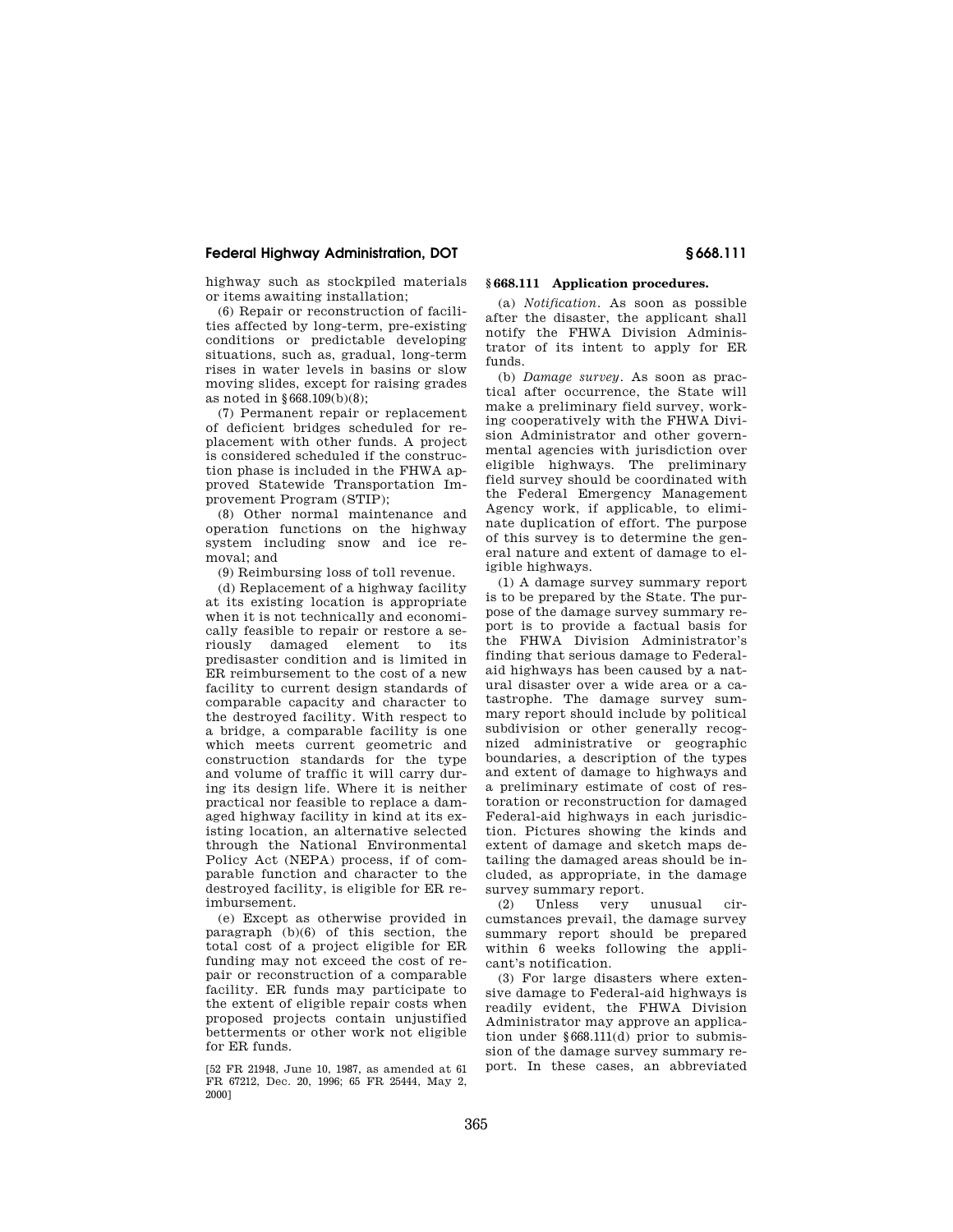highway such as stockpiled materials or items awaiting installation;

(6) Repair or reconstruction of facilities affected by long-term, pre-existing conditions or predictable developing situations, such as, gradual, long-term rises in water levels in basins or slow moving slides, except for raising grades as noted in §668.109(b)(8);

(7) Permanent repair or replacement of deficient bridges scheduled for replacement with other funds. A project is considered scheduled if the construction phase is included in the FHWA approved Statewide Transportation Improvement Program (STIP);

(8) Other normal maintenance and operation functions on the highway system including snow and ice removal; and

(9) Reimbursing loss of toll revenue.

(d) Replacement of a highway facility at its existing location is appropriate when it is not technically and economically feasible to repair or restore a seriously damaged element to its predisaster condition and is limited in ER reimbursement to the cost of a new facility to current design standards of comparable capacity and character to the destroyed facility. With respect to a bridge, a comparable facility is one which meets current geometric and construction standards for the type and volume of traffic it will carry during its design life. Where it is neither practical nor feasible to replace a damaged highway facility in kind at its existing location, an alternative selected through the National Environmental Policy Act (NEPA) process, if of comparable function and character to the destroyed facility, is eligible for ER reimbursement.

(e) Except as otherwise provided in paragraph (b)(6) of this section, the total cost of a project eligible for ER funding may not exceed the cost of repair or reconstruction of a comparable facility. ER funds may participate to the extent of eligible repair costs when proposed projects contain unjustified betterments or other work not eligible for ER funds.

[52 FR 21948, June 10, 1987, as amended at 61 FR 67212, Dec. 20, 1996; 65 FR 25444, May 2, 2000]

## §668.111 Application procedures.

(a) *Notification.* As soon as possible after the disaster, the applicant shall notify the FHWA Division Administrator of its intent to apply for ER funds.

(b) *Damage survey.* As soon as practical after occurrence, the State will make a preliminary field survey, working cooperatively with the FHWA Division Administrator and other governmental agencies with jurisdiction over eligible highways. The preliminary field survey should be coordinated with the Federal Emergency Management Agency work, if applicable, to eliminate duplication of effort. The purpose of this survey is to determine the general nature and extent of damage to eligible highways.

(1) A damage survey summary report is to be prepared by the State. The purpose of the damage survey summary report is to provide a factual basis for the FHWA Division Administrator's finding that serious damage to Federal-aid highways has been caused by a natural disaster over a wide area or a catastrophe. The damage survey summary report should include by political subdivision or other generally recognized administrative or geographic boundaries, a description of the types and extent of damage to highways and a preliminary estimate of cost of restoration or reconstruction for damaged Federal-aid highways in each jurisdiction. Pictures showing the kinds and extent of damage and sketch maps detailing the damaged areas should be included, as appropriate, in the damage survey summary report.

(2) Unless very unusual circumstances prevail, the damage survey summary report should be prepared within 6 weeks following the applicant's notification.

(3) For large disasters where extensive damage to Federal-aid highways is readily evident, the FHWA Division Administrator may approve an application under §668.111(d) prior to submission of the damage survey summary report. In these cases, an abbreviated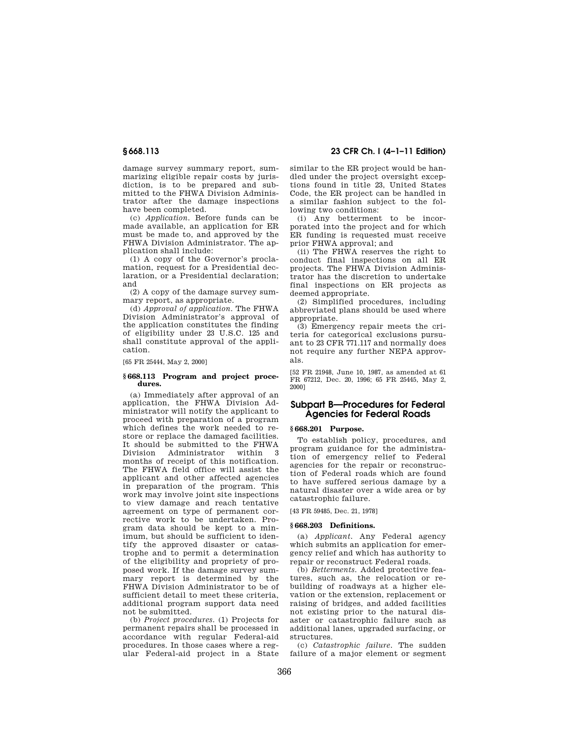damage survey summary report, summarizing eligible repair costs by jurisdiction, is to be prepared and submitted to the FHWA Division Administrator after the damage inspections have been completed.

(c) *Application*. Before funds can be made available, an application for ER must be made to, and approved by the FHWA Division Administrator. The application shall include:

(1) A copy of the Governor's proclamation, request for a Presidential declaration, or a Presidential declaration; and

(2) A copy of the damage survey summary report, as appropriate.

(d) *Approval of application*. The FHWA Division Administrator's approval of the application constitutes the finding of eligibility under 23 U.S.C. 125 and shall constitute approval of the application.

[65 FR 25444, May 2, 2000]

### § 668.113 Program and project procedures.

(a) Immediately after approval of an application, the FHWA Division Administrator will notify the applicant to proceed with preparation of a program which defines the work needed to restore or replace the damaged facilities. It should be submitted to the FHWA Division Administrator within 3 months of receipt of this notification. The FHWA field office will assist the applicant and other affected agencies in preparation of the program. This work may involve joint site inspections to view damage and reach tentative agreement on type of permanent corrective work to be undertaken. Program data should be kept to a minimum, but should be sufficient to identify the approved disaster or catastrophe and to permit a determination of the eligibility and propriety of proposed work. If the damage survey summary report is determined by the FHWA Division Administrator to be of sufficient detail to meet these criteria, additional program support data need not be submitted.

(b) *Project procedures*. (1) Projects for permanent repairs shall be processed in accordance with regular Federal-aid procedures. In those cases where a regular Federal-aid project in a State similar to the ER project would be handled under the project oversight exceptions found in title 23, United States Code, the ER project can be handled in a similar fashion subject to the following two conditions:

(i) Any betterment to be incorporated into the project and for which ER funding is requested must receive prior FHWA approval; and

(ii) The FHWA reserves the right to conduct final inspections on all ER projects. The FHWA Division Administrator has the discretion to undertake final inspections on ER projects as deemed appropriate.

(2) Simplified procedures, including abbreviated plans should be used where appropriate.

(3) Emergency repair meets the criteria for categorical exclusions pursuant to 23 CFR 771.117 and normally does not require any further NEPA approvals.

[52 FR 21948, June 10, 1987, as amended at 61 FR 67212, Dec. 20, 1996; 65 FR 25445, May 2, 2000]

## Subpart B—Procedures for Federal Agencies for Federal Roads

### § 668.201 Purpose.

To establish policy, procedures, and program guidance for the administration of emergency relief to Federal agencies for the repair or reconstruction of Federal roads which are found to have suffered serious damage by a natural disaster over a wide area or by catastrophic failure.

[43 FR 59485, Dec. 21, 1978]

### § 668.203 Definitions.

(a) *Applicant*. Any Federal agency which submits an application for emergency relief and which has authority to repair or reconstruct Federal roads.

(b) *Betterments*. Added protective features, such as, the relocation or rebuilding of roadways at a higher elevation or the extension, replacement or raising of bridges, and added facilities not existing prior to the natural disaster or catastrophic failure such as additional lanes, upgraded surfacing, or structures.

(c) *Catastrophic failure*. The sudden failure of a major element or segment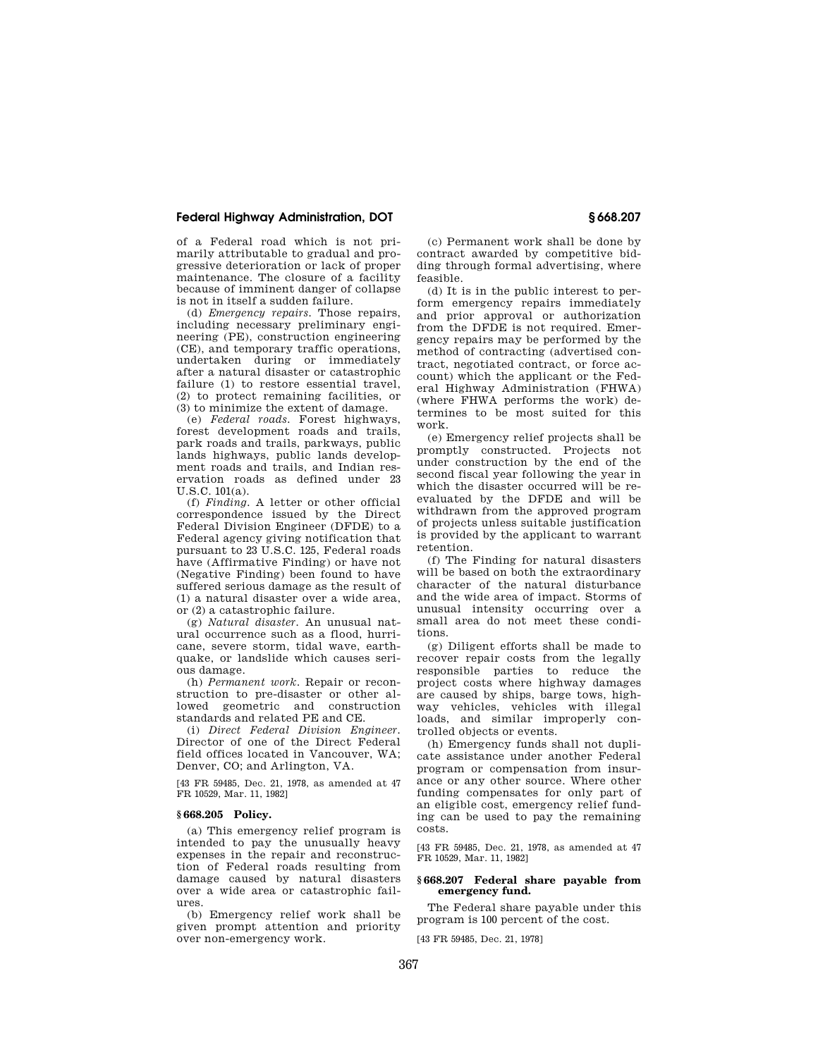of a Federal road which is not primarily attributable to gradual and progressive deterioration or lack of proper maintenance. The closure of a facility because of imminent danger of collapse is not in itself a sudden failure.

(d) *Emergency repairs.* Those repairs, including necessary preliminary engineering (PE), construction engineering (CE), and temporary traffic operations, undertaken during or immediately after a natural disaster or catastrophic failure (1) to restore essential travel, (2) to protect remaining facilities, or (3) to minimize the extent of damage.

(e) *Federal roads.* Forest highways, forest development roads and trails, park roads and trails, parkways, public lands highways, public lands development roads and trails, and Indian reservation roads as defined under 23 U.S.C. 101(a).

(f) *Finding.* A letter or other official correspondence issued by the Direct Federal Division Engineer (DFDE) to a Federal agency giving notification that pursuant to 23 U.S.C. 125, Federal roads have (Affirmative Finding) or have not (Negative Finding) been found to have suffered serious damage as the result of (1) a natural disaster over a wide area, or (2) a catastrophic failure.

(g) *Natural disaster.* An unusual natural occurrence such as a flood, hurricane, severe storm, tidal wave, earthquake, or landslide which causes serious damage.

(h) *Permanent work.* Repair or reconstruction to pre-disaster or other allowed geometric and construction standards and related PE and CE.

(i) *Direct Federal Division Engineer.* Director of one of the Direct Federal field offices located in Vancouver, WA; Denver, CO; and Arlington, VA.

[43 FR 59485, Dec. 21, 1978, as amended at 47 FR 10529, Mar. 11, 1982]

### § 668.205 Policy.

(a) This emergency relief program is intended to pay the unusually heavy expenses in the repair and reconstruction of Federal roads resulting from damage caused by natural disasters over a wide area or catastrophic failures.

(b) Emergency relief work shall be given prompt attention and priority over non-emergency work.

(c) Permanent work shall be done by contract awarded by competitive bidding through formal advertising, where feasible.

(d) It is in the public interest to perform emergency repairs immediately and prior approval or authorization from the DFDE is not required. Emergency repairs may be performed by the method of contracting (advertised contract, negotiated contract, or force account) which the applicant or the Federal Highway Administration (FHWA) (where FHWA performs the work) determines to be most suited for this work.

(e) Emergency relief projects shall be promptly constructed. Projects not under construction by the end of the second fiscal year following the year in which the disaster occurred will be reevaluated by the DFDE and will be withdrawn from the approved program of projects unless suitable justification is provided by the applicant to warrant retention.

(f) The Finding for natural disasters will be based on both the extraordinary character of the natural disturbance and the wide area of impact. Storms of unusual intensity occurring over a small area do not meet these conditions.

(g) Diligent efforts shall be made to recover repair costs from the legally responsible parties to reduce the project costs where highway damages are caused by ships, barge tows, highway vehicles, vehicles with illegal loads, and similar improperly controlled objects or events.

(h) Emergency funds shall not duplicate assistance under another Federal program or compensation from insurance or any other source. Where other funding compensates for only part of an eligible cost, emergency relief funding can be used to pay the remaining costs.

[43 FR 59485, Dec. 21, 1978, as amended at 47 FR 10529, Mar. 11, 1982]

### § 668.207 Federal share payable from emergency fund.

The Federal share payable under this program is 100 percent of the cost.

[43 FR 59485, Dec. 21, 1978]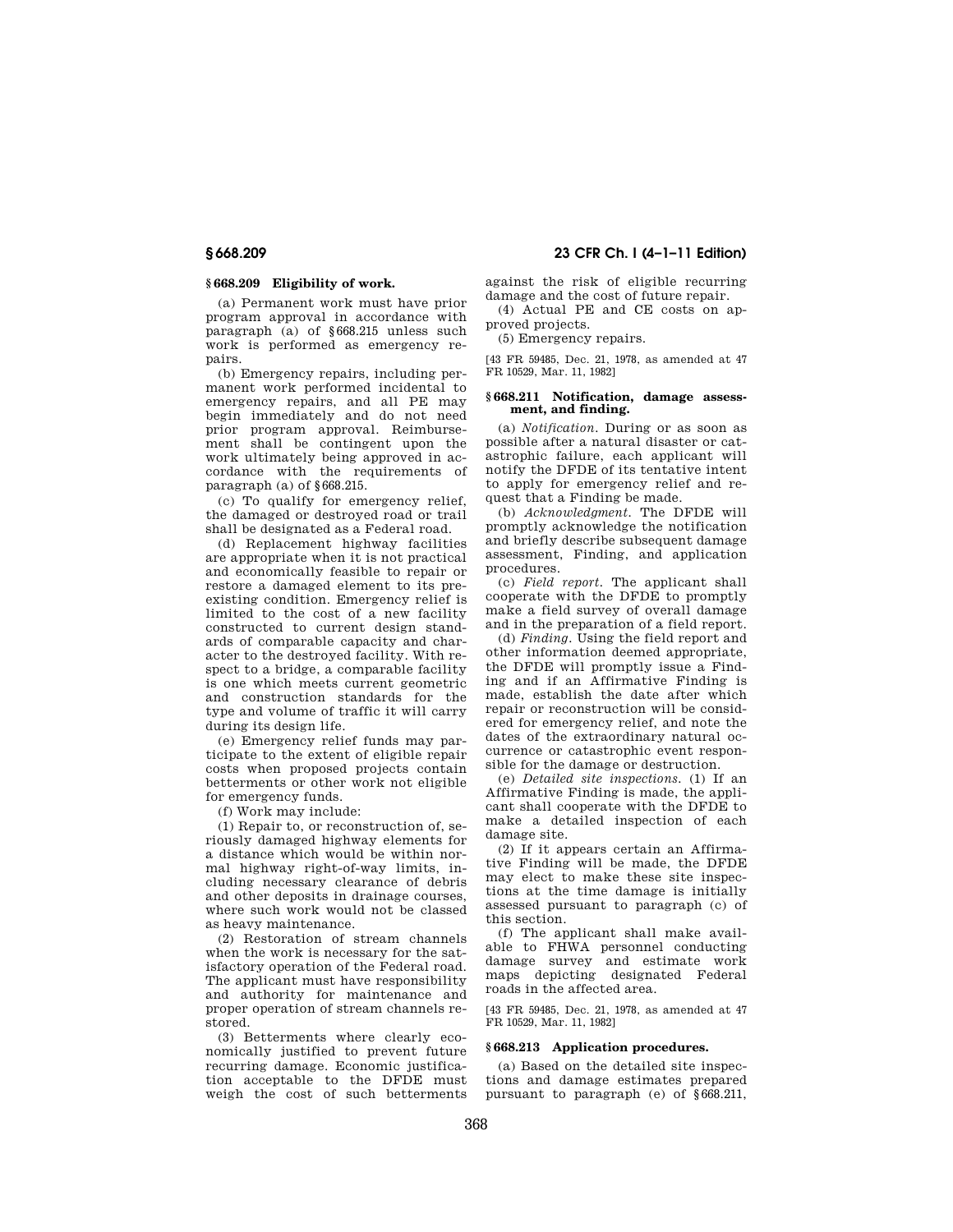### § 668.209 Eligibility of work.

(a) Permanent work must have prior program approval in accordance with paragraph (a) of § 668.215 unless such work is performed as emergency repairs.

(b) Emergency repairs, including permanent work performed incidental to emergency repairs, and all PE may begin immediately and do not need prior program approval. Reimbursement shall be contingent upon the work ultimately being approved in accordance with the requirements of paragraph (a) of § 668.215.

(c) To qualify for emergency relief, the damaged or destroyed road or trail shall be designated as a Federal road.

(d) Replacement highway facilities are appropriate when it is not practical and economically feasible to repair or restore a damaged element to its preexisting condition. Emergency relief is limited to the cost of a new facility constructed to current design standards of comparable capacity and character to the destroyed facility. With respect to a bridge, a comparable facility is one which meets current geometric and construction standards for the type and volume of traffic it will carry during its design life.

(e) Emergency relief funds may participate to the extent of eligible repair costs when proposed projects contain betterments or other work not eligible for emergency funds.

(f) Work may include:

(1) Repair to, or reconstruction of, seriously damaged highway elements for a distance which would be within normal highway right-of-way limits, including necessary clearance of debris and other deposits in drainage courses, where such work would not be classed as heavy maintenance.

(2) Restoration of stream channels when the work is necessary for the satisfactory operation of the Federal road. The applicant must have responsibility and authority for maintenance and proper operation of stream channels restored.

(3) Betterments where clearly economically justified to prevent future recurring damage. Economic justification acceptable to the DFDE must weigh the cost of such betterments against the risk of eligible recurring damage and the cost of future repair.

(4) Actual PE and CE costs on approved projects.

(5) Emergency repairs.

[43 FR 59485, Dec. 21, 1978, as amended at 47 FR 10529, Mar. 11, 1982]

### § 668.211 Notification, damage assessment, and finding.

(a) *Notification.* During or as soon as possible after a natural disaster or catastrophic failure, each applicant will notify the DFDE of its tentative intent to apply for emergency relief and request that a Finding be made.

(b) *Acknowledgment.* The DFDE will promptly acknowledge the notification and briefly describe subsequent damage assessment, Finding, and application procedures.

(c) *Field report.* The applicant shall cooperate with the DFDE to promptly make a field survey of overall damage and in the preparation of a field report.

(d) *Finding.* Using the field report and other information deemed appropriate, the DFDE will promptly issue a Finding and if an Affirmative Finding is made, establish the date after which repair or reconstruction will be considered for emergency relief, and note the dates of the extraordinary natural occurrence or catastrophic event responsible for the damage or destruction.

(e) *Detailed site inspections.* (1) If an Affirmative Finding is made, the applicant shall cooperate with the DFDE to make a detailed inspection of each damage site.

(2) If it appears certain an Affirmative Finding will be made, the DFDE may elect to make these site inspections at the time damage is initially assessed pursuant to paragraph (c) of this section.

(f) The applicant shall make available to FHWA personnel conducting damage survey and estimate work maps depicting designated Federal roads in the affected area.

[43 FR 59485, Dec. 21, 1978, as amended at 47 FR 10529, Mar. 11, 1982]

### § 668.213 Application procedures.

(a) Based on the detailed site inspections and damage estimates prepared pursuant to paragraph (e) of § 668.211,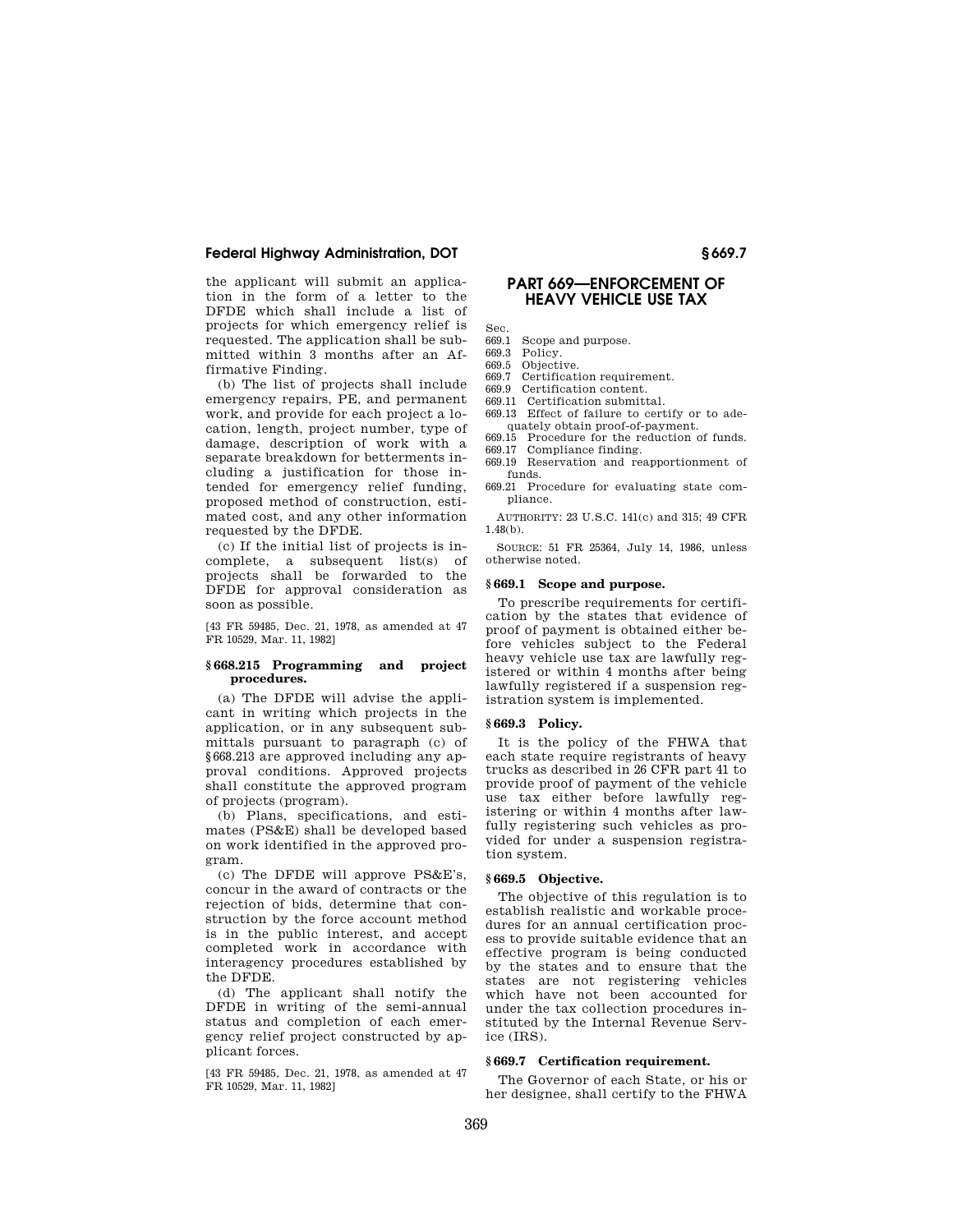the applicant will submit an application in the form of a letter to the DFDE which shall include a list of projects for which emergency relief is requested. The application shall be submitted within 3 months after an Affirmative Finding.

(b) The list of projects shall include emergency repairs, PE, and permanent work, and provide for each project a location, length, project number, type of damage, description of work with a separate breakdown for betterments including a justification for those intended for emergency relief funding, proposed method of construction, estimated cost, and any other information requested by the DFDE.

(c) If the initial list of projects is incomplete, a subsequent list(s) of projects shall be forwarded to the DFDE for approval consideration as soon as possible.

[43 FR 59485, Dec. 21, 1978, as amended at 47 FR 10529, Mar. 11, 1982]

### § 668.215 Programming and project procedures.

(a) The DFDE will advise the applicant in writing which projects in the application, or in any subsequent submittals pursuant to paragraph (c) of § 668.213 are approved including any approval conditions. Approved projects shall constitute the approved program of projects (program).

(b) Plans, specifications, and estimates (PS&E) shall be developed based on work identified in the approved program.

(c) The DFDE will approve PS&E's, concur in the award of contracts or the rejection of bids, determine that construction by the force account method is in the public interest, and accept completed work in accordance with interagency procedures established by the DFDE.

(d) The applicant shall notify the DFDE in writing of the semi-annual status and completion of each emergency relief project constructed by applicant forces.

[43 FR 59485, Dec. 21, 1978, as amended at 47 FR 10529, Mar. 11, 1982]

## PART 669—ENFORCEMENT OF HEAVY VEHICLE USE TAX

Sec.
669.1 Scope and purpose.
669.3 Policy.
669.5 Objective.
669.7 Certification requirement.
669.9 Certification content.
669.11 Certification submittal.
669.13 Effect of failure to certify or to adequately obtain proof-of-payment.
669.15 Procedure for the reduction of funds.
669.17 Compliance finding.
669.19 Reservation and reapportionment of funds.
669.21 Procedure for evaluating state compliance.

AUTHORITY: 23 U.S.C. 141(c) and 315; 49 CFR 1.48(b).

SOURCE: 51 FR 25364, July 14, 1986, unless otherwise noted.

### § 669.1 Scope and purpose.

To prescribe requirements for certification by the states that evidence of proof of payment is obtained either before vehicles subject to the Federal heavy vehicle use tax are lawfully registered or within 4 months after being lawfully registered if a suspension registration system is implemented.

### § 669.3 Policy.

It is the policy of the FHWA that each state require registrants of heavy trucks as described in 26 CFR part 41 to provide proof of payment of the vehicle use tax either before lawfully registering or within 4 months after lawfully registering such vehicles as provided for under a suspension registration system.

### § 669.5 Objective.

The objective of this regulation is to establish realistic and workable procedures for an annual certification process to provide suitable evidence that an effective program is being conducted by the states and to ensure that the states are not registering vehicles which have not been accounted for under the tax collection procedures instituted by the Internal Revenue Service (IRS).

### § 669.7 Certification requirement.

The Governor of each State, or his or her designee, shall certify to the FHWA